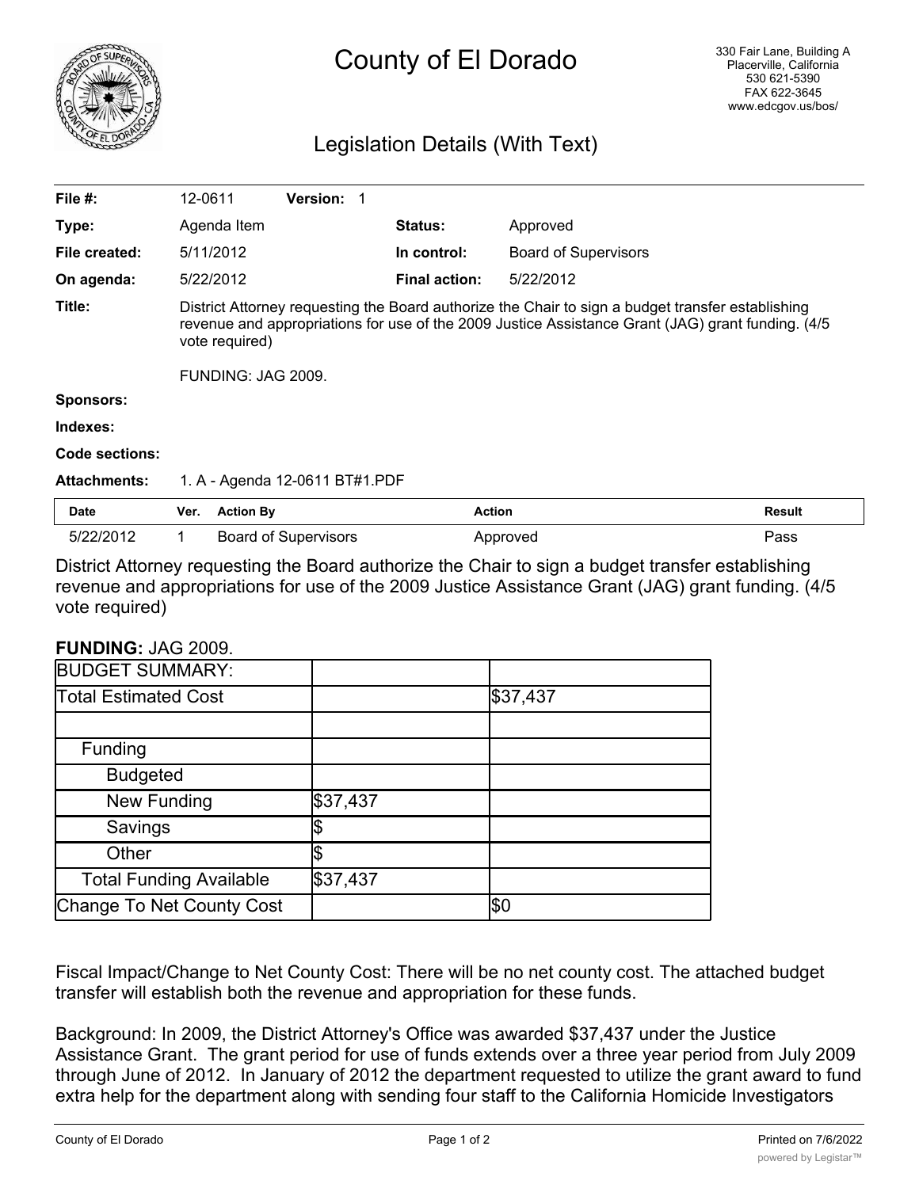# County of El Dorado

330 Fair Lane, Building A
Placerville, California
530 621-5390
FAX 622-3645
www.edcgov.us/bos/

## Legislation Details (With Text)

| | | | |
|---|---|---|---|
| **File #:** | 12-0611 **Version:** 1 | | |
| **Type:** | Agenda Item | **Status:** | Approved |
| **File created:** | 5/11/2012 | **In control:** | Board of Supervisors |
| **On agenda:** | 5/22/2012 | **Final action:** | 5/22/2012 |

**Title:** District Attorney requesting the Board authorize the Chair to sign a budget transfer establishing revenue and appropriations for use of the 2009 Justice Assistance Grant (JAG) grant funding. (4/5 vote required)

FUNDING: JAG 2009.

**Sponsors:**

**Indexes:**

**Code sections:**

**Attachments:** 1. A - Agenda 12-0611 BT#1.PDF

| Date | Ver. | Action By | Action | Result |
|---|---|---|---|---|
| 5/22/2012 | 1 | Board of Supervisors | Approved | Pass |

District Attorney requesting the Board authorize the Chair to sign a budget transfer establishing revenue and appropriations for use of the 2009 Justice Assistance Grant (JAG) grant funding. (4/5 vote required)

**FUNDING:** JAG 2009.

| BUDGET SUMMARY: | | |
|---|---|---|
| Total Estimated Cost | | $37,437 |
| | | |
| Funding | | |
| Budgeted | | |
| New Funding | $37,437 | |
| Savings | $ | |
| Other | $ | |
| Total Funding Available | $37,437 | |
| Change To Net County Cost | | $0 |

Fiscal Impact/Change to Net County Cost: There will be no net county cost. The attached budget transfer will establish both the revenue and appropriation for these funds.

Background: In 2009, the District Attorney's Office was awarded $37,437 under the Justice Assistance Grant. The grant period for use of funds extends over a three year period from July 2009 through June of 2012. In January of 2012 the department requested to utilize the grant award to fund extra help for the department along with sending four staff to the California Homicide Investigators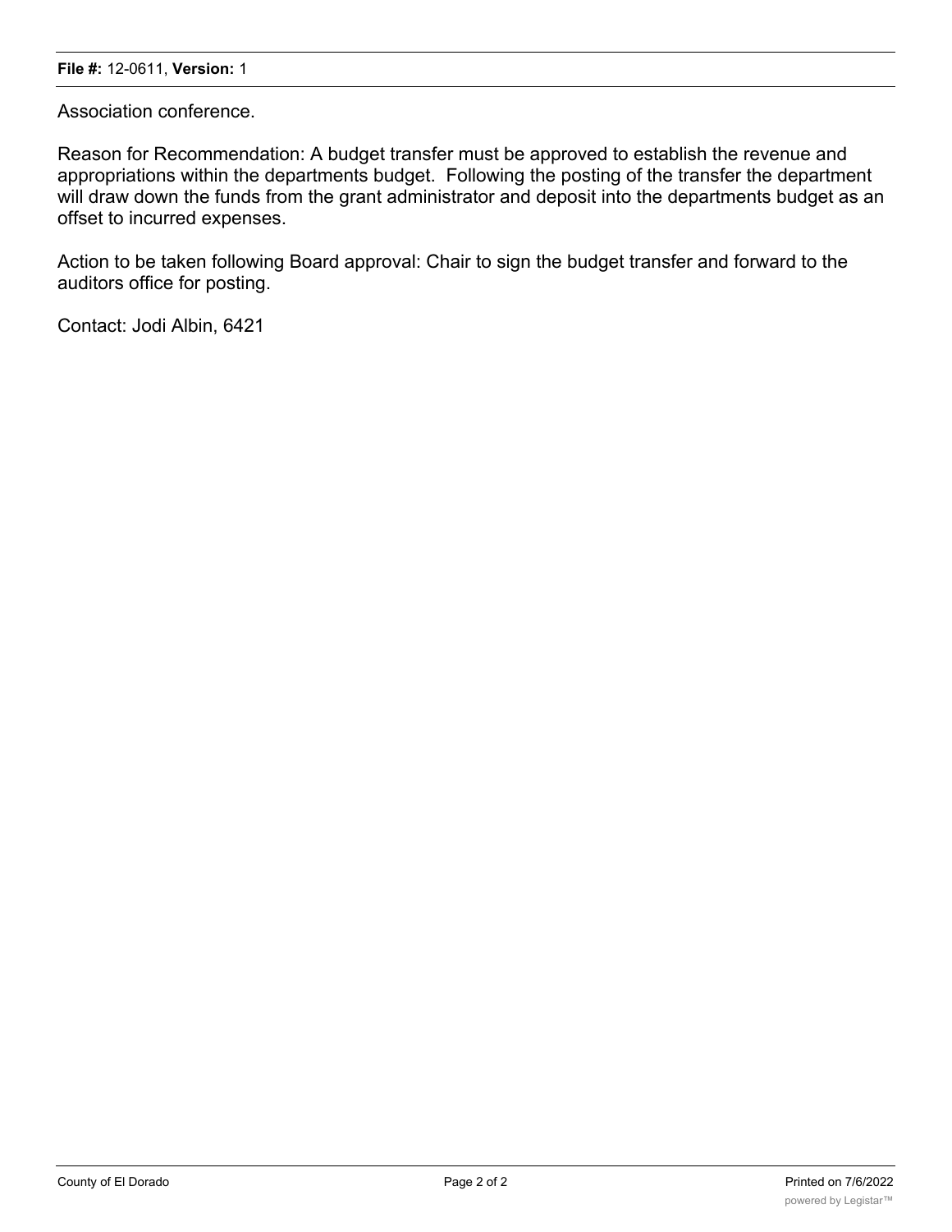Association conference.

Reason for Recommendation: A budget transfer must be approved to establish the revenue and appropriations within the departments budget. Following the posting of the transfer the department will draw down the funds from the grant administrator and deposit into the departments budget as an offset to incurred expenses.

Action to be taken following Board approval: Chair to sign the budget transfer and forward to the auditors office for posting.

Contact: Jodi Albin, 6421